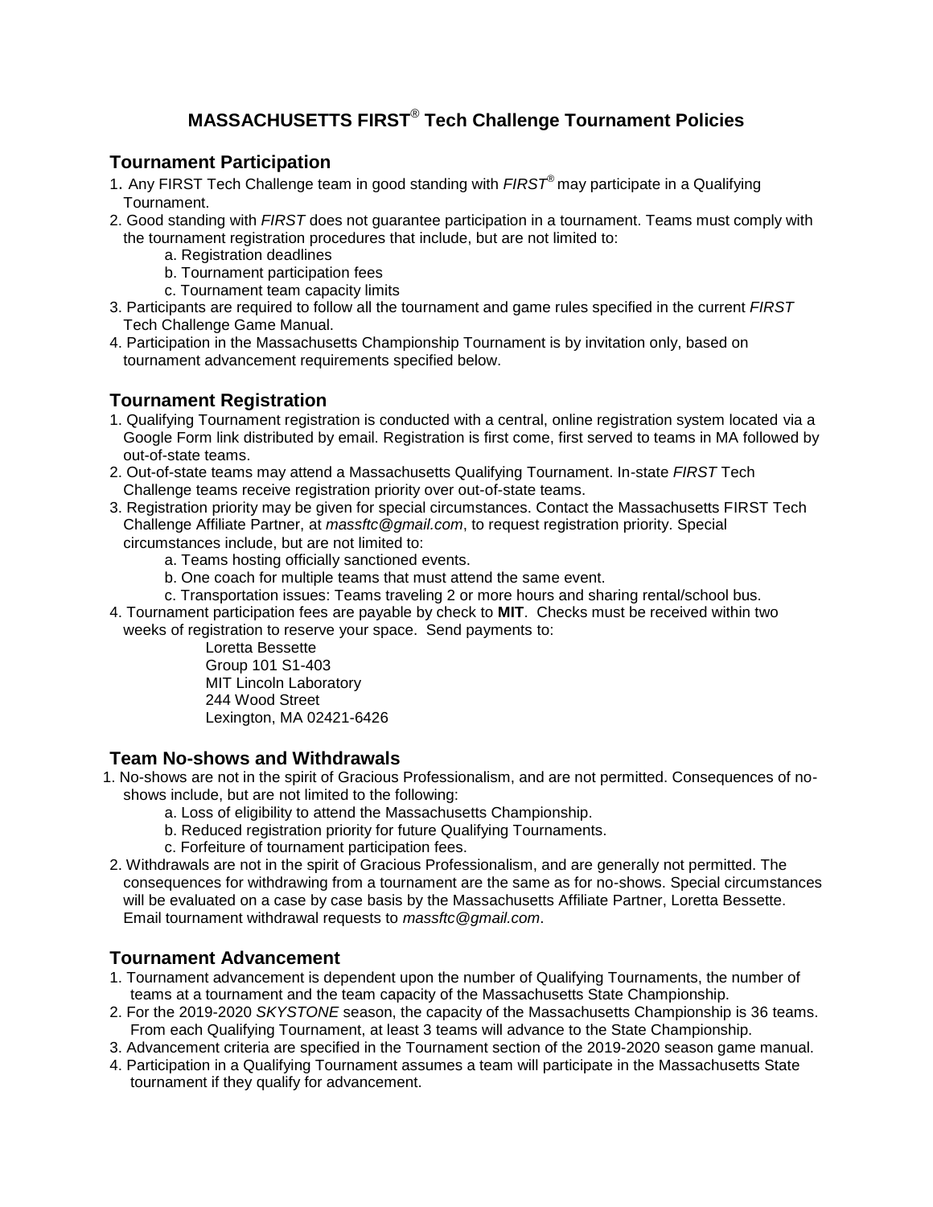# MASSACHUSETTS FIRST® Tech Challenge Tournament Policies

## Tournament Participation

1. Any FIRST Tech Challenge team in good standing with *FIRST®* may participate in a Qualifying Tournament.
2. Good standing with *FIRST* does not guarantee participation in a tournament. Teams must comply with the tournament registration procedures that include, but are not limited to:
   a. Registration deadlines
   b. Tournament participation fees
   c. Tournament team capacity limits
3. Participants are required to follow all the tournament and game rules specified in the current *FIRST* Tech Challenge Game Manual.
4. Participation in the Massachusetts Championship Tournament is by invitation only, based on tournament advancement requirements specified below.

## Tournament Registration

1. Qualifying Tournament registration is conducted with a central, online registration system located via a Google Form link distributed by email. Registration is first come, first served to teams in MA followed by out-of-state teams.
2. Out-of-state teams may attend a Massachusetts Qualifying Tournament. In-state *FIRST* Tech Challenge teams receive registration priority over out-of-state teams.
3. Registration priority may be given for special circumstances. Contact the Massachusetts FIRST Tech Challenge Affiliate Partner, at *massftc@gmail.com*, to request registration priority. Special circumstances include, but are not limited to:
   a. Teams hosting officially sanctioned events.
   b. One coach for multiple teams that must attend the same event.
   c. Transportation issues: Teams traveling 2 or more hours and sharing rental/school bus.
4. Tournament participation fees are payable by check to **MIT**. Checks must be received within two weeks of registration to reserve your space. Send payments to:

   Loretta Bessette
   Group 101 S1-403
   MIT Lincoln Laboratory
   244 Wood Street
   Lexington, MA 02421-6426

## Team No-shows and Withdrawals

1. No-shows are not in the spirit of Gracious Professionalism, and are not permitted. Consequences of no-shows include, but are not limited to the following:
   a. Loss of eligibility to attend the Massachusetts Championship.
   b. Reduced registration priority for future Qualifying Tournaments.
   c. Forfeiture of tournament participation fees.
2. Withdrawals are not in the spirit of Gracious Professionalism, and are generally not permitted. The consequences for withdrawing from a tournament are the same as for no-shows. Special circumstances will be evaluated on a case by case basis by the Massachusetts Affiliate Partner, Loretta Bessette. Email tournament withdrawal requests to *massftc@gmail.com*.

## Tournament Advancement

1. Tournament advancement is dependent upon the number of Qualifying Tournaments, the number of teams at a tournament and the team capacity of the Massachusetts State Championship.
2. For the 2019-2020 *SKYSTONE* season, the capacity of the Massachusetts Championship is 36 teams. From each Qualifying Tournament, at least 3 teams will advance to the State Championship.
3. Advancement criteria are specified in the Tournament section of the 2019-2020 season game manual.
4. Participation in a Qualifying Tournament assumes a team will participate in the Massachusetts State tournament if they qualify for advancement.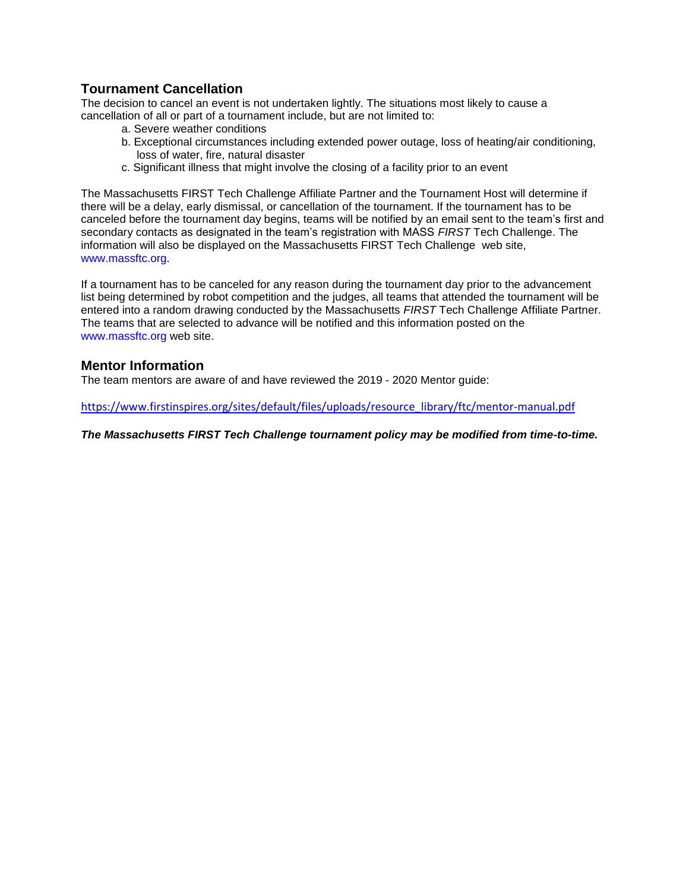## Tournament Cancellation

The decision to cancel an event is not undertaken lightly. The situations most likely to cause a cancellation of all or part of a tournament include, but are not limited to:

a. Severe weather conditions
b. Exceptional circumstances including extended power outage, loss of heating/air conditioning, loss of water, fire, natural disaster
c. Significant illness that might involve the closing of a facility prior to an event

The Massachusetts FIRST Tech Challenge Affiliate Partner and the Tournament Host will determine if there will be a delay, early dismissal, or cancellation of the tournament. If the tournament has to be canceled before the tournament day begins, teams will be notified by an email sent to the team's first and secondary contacts as designated in the team's registration with MASS *FIRST* Tech Challenge. The information will also be displayed on the Massachusetts FIRST Tech Challenge web site, www.massftc.org.

If a tournament has to be canceled for any reason during the tournament day prior to the advancement list being determined by robot competition and the judges, all teams that attended the tournament will be entered into a random drawing conducted by the Massachusetts *FIRST* Tech Challenge Affiliate Partner. The teams that are selected to advance will be notified and this information posted on the www.massftc.org web site.

## Mentor Information

The team mentors are aware of and have reviewed the 2019 - 2020 Mentor guide:

https://www.firstinspires.org/sites/default/files/uploads/resource_library/ftc/mentor-manual.pdf

***The Massachusetts FIRST Tech Challenge tournament policy may be modified from time-to-time.***